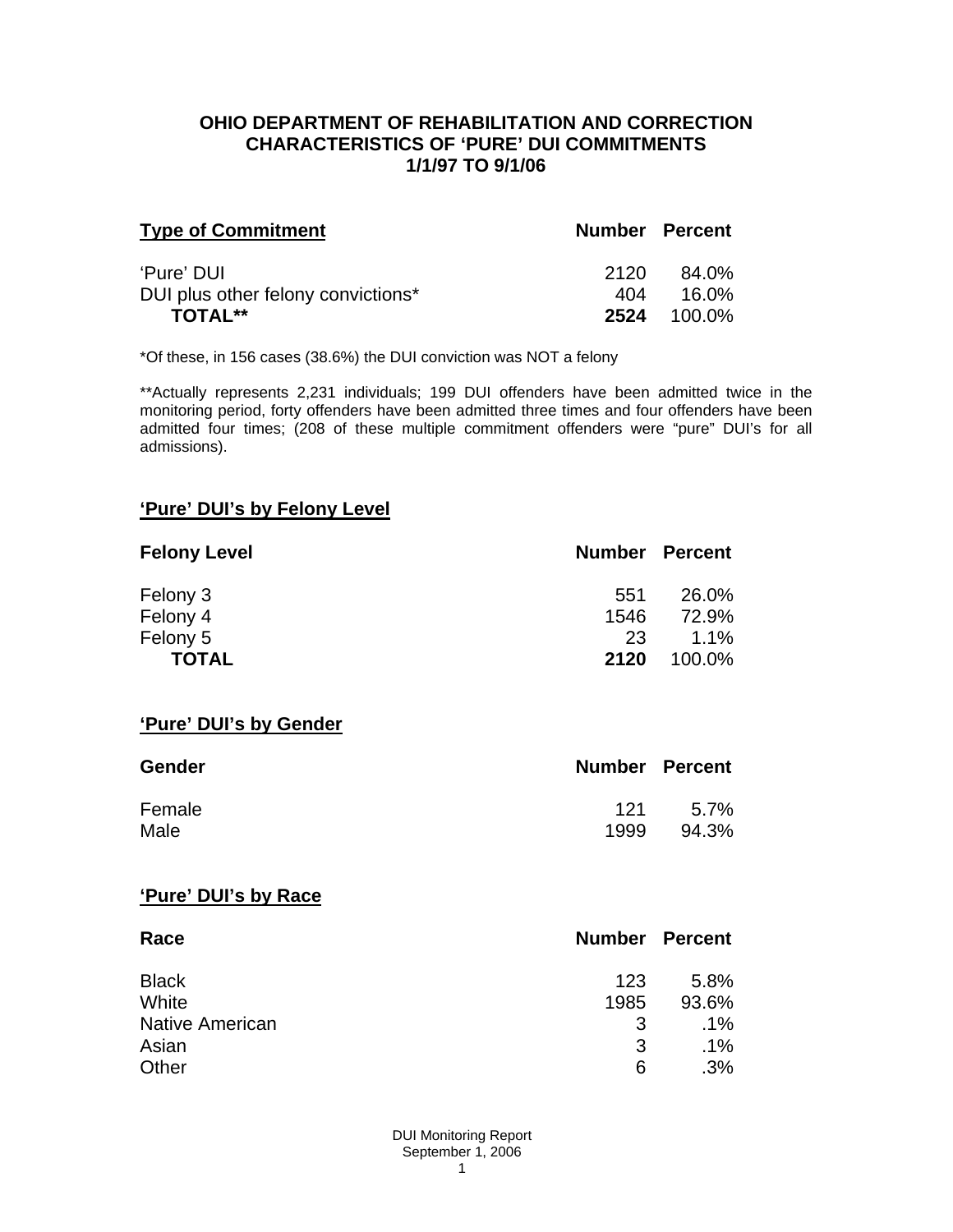**OHIO DEPARTMENT OF REHABILITATION AND CORRECTION**
**CHARACTERISTICS OF 'PURE' DUI COMMITMENTS**
**1/1/97 TO 9/1/06**

| Type of Commitment | Number | Percent |
|---|---|---|
| 'Pure' DUI | 2120 | 84.0% |
| DUI plus other felony convictions* | 404 | 16.0% |
| **TOTAL**** | **2524** | 100.0% |

*Of these, in 156 cases (38.6%) the DUI conviction was NOT a felony

**Actually represents 2,231 individuals; 199 DUI offenders have been admitted twice in the monitoring period, forty offenders have been admitted three times and four offenders have been admitted four times; (208 of these multiple commitment offenders were "pure" DUI's for all admissions).

## 'Pure' DUI's by Felony Level

| Felony Level | Number | Percent |
|---|---|---|
| Felony 3 | 551 | 26.0% |
| Felony 4 | 1546 | 72.9% |
| Felony 5 | 23 | 1.1% |
| **TOTAL** | **2120** | 100.0% |

## 'Pure' DUI's by Gender

| Gender | Number | Percent |
|---|---|---|
| Female | 121 | 5.7% |
| Male | 1999 | 94.3% |

## 'Pure' DUI's by Race

| Race | Number | Percent |
|---|---|---|
| Black | 123 | 5.8% |
| White | 1985 | 93.6% |
| Native American | 3 | .1% |
| Asian | 3 | .1% |
| Other | 6 | .3% |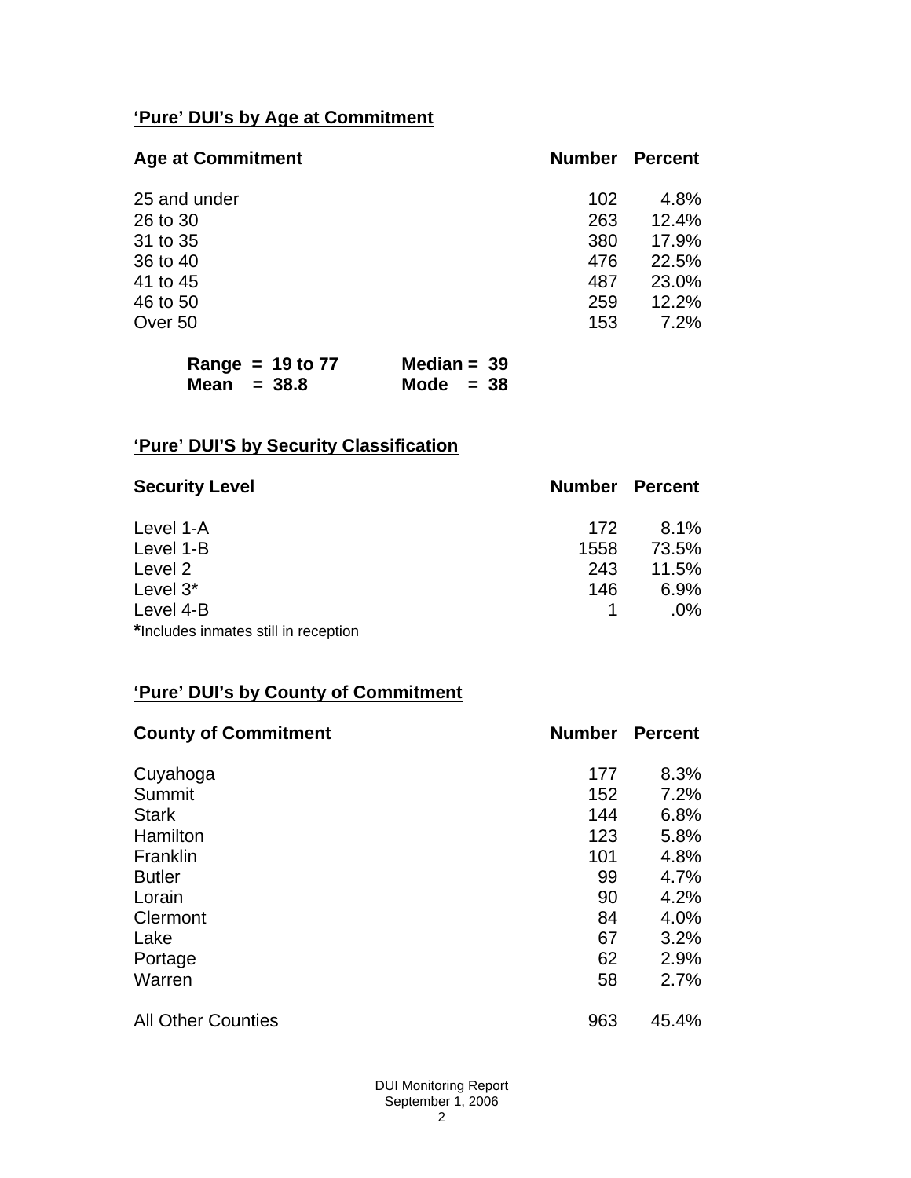## 'Pure' DUI's by Age at Commitment

| Age at Commitment | Number | Percent |
|---|---|---|
| 25 and under | 102 | 4.8% |
| 26 to 30 | 263 | 12.4% |
| 31 to 35 | 380 | 17.9% |
| 36 to 40 | 476 | 22.5% |
| 41 to 45 | 487 | 23.0% |
| 46 to 50 | 259 | 12.2% |
| Over 50 | 153 | 7.2% |

**Range = 19 to 77** **Median = 39**
**Mean = 38.8** **Mode = 38**

## 'Pure' DUI'S by Security Classification

| Security Level | Number | Percent |
|---|---|---|
| Level 1-A | 172 | 8.1% |
| Level 1-B | 1558 | 73.5% |
| Level 2 | 243 | 11.5% |
| Level 3* | 146 | 6.9% |
| Level 4-B | 1 | .0% |

**\***Includes inmates still in reception

## 'Pure' DUI's by County of Commitment

| County of Commitment | Number | Percent |
|---|---|---|
| Cuyahoga | 177 | 8.3% |
| Summit | 152 | 7.2% |
| Stark | 144 | 6.8% |
| Hamilton | 123 | 5.8% |
| Franklin | 101 | 4.8% |
| Butler | 99 | 4.7% |
| Lorain | 90 | 4.2% |
| Clermont | 84 | 4.0% |
| Lake | 67 | 3.2% |
| Portage | 62 | 2.9% |
| Warren | 58 | 2.7% |
| All Other Counties | 963 | 45.4% |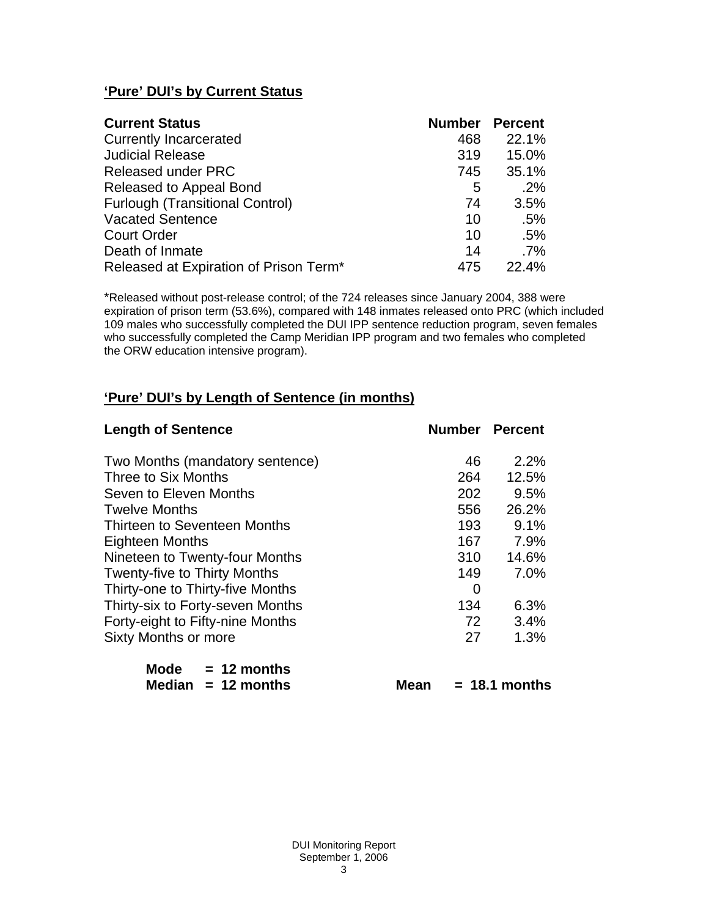## 'Pure' DUI's by Current Status

| Current Status | Number | Percent |
|---|---|---|
| Currently Incarcerated | 468 | 22.1% |
| Judicial Release | 319 | 15.0% |
| Released under PRC | 745 | 35.1% |
| Released to Appeal Bond | 5 | .2% |
| Furlough (Transitional Control) | 74 | 3.5% |
| Vacated Sentence | 10 | .5% |
| Court Order | 10 | .5% |
| Death of Inmate | 14 | .7% |
| Released at Expiration of Prison Term* | 475 | 22.4% |

*Released without post-release control; of the 724 releases since January 2004, 388 were expiration of prison term (53.6%), compared with 148 inmates released onto PRC (which included 109 males who successfully completed the DUI IPP sentence reduction program, seven females who successfully completed the Camp Meridian IPP program and two females who completed the ORW education intensive program).

## 'Pure' DUI's by Length of Sentence (in months)

| Length of Sentence | Number | Percent |
|---|---|---|
| Two Months (mandatory sentence) | 46 | 2.2% |
| Three to Six Months | 264 | 12.5% |
| Seven to Eleven Months | 202 | 9.5% |
| Twelve Months | 556 | 26.2% |
| Thirteen to Seventeen Months | 193 | 9.1% |
| Eighteen Months | 167 | 7.9% |
| Nineteen to Twenty-four Months | 310 | 14.6% |
| Twenty-five to Thirty Months | 149 | 7.0% |
| Thirty-one to Thirty-five Months | 0 | |
| Thirty-six to Forty-seven Months | 134 | 6.3% |
| Forty-eight to Fifty-nine Months | 72 | 3.4% |
| Sixty Months or more | 27 | 1.3% |

**Mode = 12 months**
**Median = 12 months** **Mean = 18.1 months**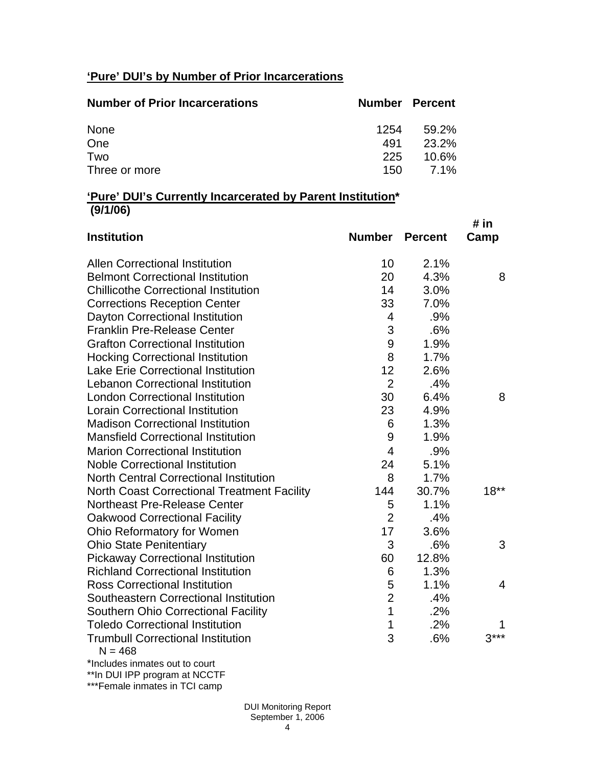## 'Pure' DUI's by Number of Prior Incarcerations

| Number of Prior Incarcerations | Number | Percent |
|---|---|---|
| None | 1254 | 59.2% |
| One | 491 | 23.2% |
| Two | 225 | 10.6% |
| Three or more | 150 | 7.1% |

## 'Pure' DUI's Currently Incarcerated by Parent Institution* (9/1/06)

| Institution | Number | Percent | # in Camp |
|---|---|---|---|
| Allen Correctional Institution | 10 | 2.1% | |
| Belmont Correctional Institution | 20 | 4.3% | 8 |
| Chillicothe Correctional Institution | 14 | 3.0% | |
| Corrections Reception Center | 33 | 7.0% | |
| Dayton Correctional Institution | 4 | .9% | |
| Franklin Pre-Release Center | 3 | .6% | |
| Grafton Correctional Institution | 9 | 1.9% | |
| Hocking Correctional Institution | 8 | 1.7% | |
| Lake Erie Correctional Institution | 12 | 2.6% | |
| Lebanon Correctional Institution | 2 | .4% | |
| London Correctional Institution | 30 | 6.4% | 8 |
| Lorain Correctional Institution | 23 | 4.9% | |
| Madison Correctional Institution | 6 | 1.3% | |
| Mansfield Correctional Institution | 9 | 1.9% | |
| Marion Correctional Institution | 4 | .9% | |
| Noble Correctional Institution | 24 | 5.1% | |
| North Central Correctional Institution | 8 | 1.7% | |
| North Coast Correctional Treatment Facility | 144 | 30.7% | 18** |
| Northeast Pre-Release Center | 5 | 1.1% | |
| Oakwood Correctional Facility | 2 | .4% | |
| Ohio Reformatory for Women | 17 | 3.6% | |
| Ohio State Penitentiary | 3 | .6% | 3 |
| Pickaway Correctional Institution | 60 | 12.8% | |
| Richland Correctional Institution | 6 | 1.3% | |
| Ross Correctional Institution | 5 | 1.1% | 4 |
| Southeastern Correctional Institution | 2 | .4% | |
| Southern Ohio Correctional Facility | 1 | .2% | |
| Toledo Correctional Institution | 1 | .2% | 1 |
| Trumbull Correctional Institution | 3 | .6% | 3*** |

N = 468

*Includes inmates out to court

**In DUI IPP program at NCCTF

***Female inmates in TCI camp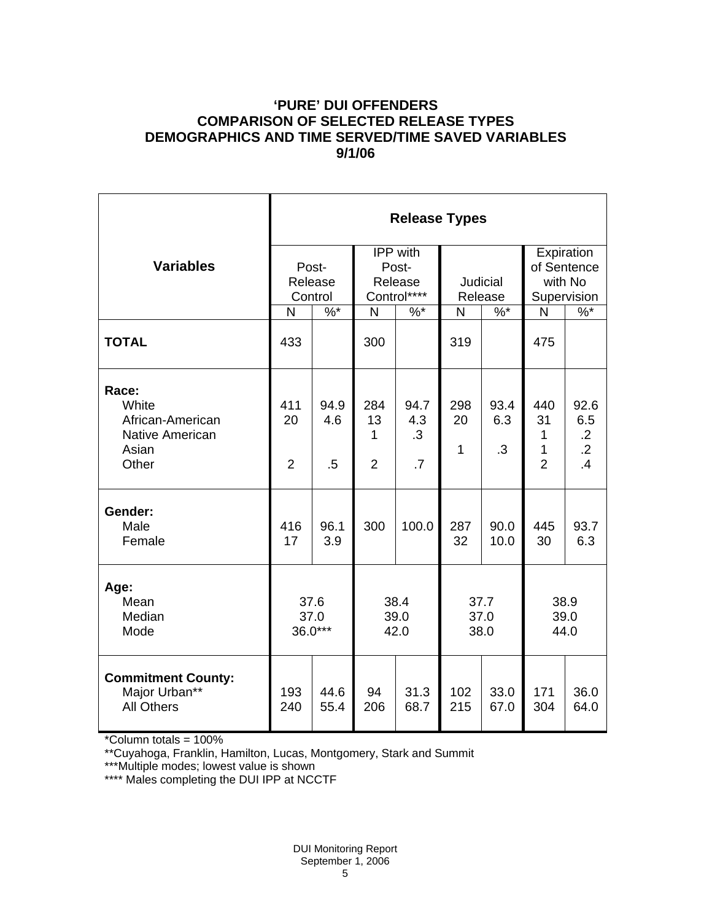## 'PURE' DUI OFFENDERS
## COMPARISON OF SELECTED RELEASE TYPES
## DEMOGRAPHICS AND TIME SERVED/TIME SAVED VARIABLES
## 9/1/06

| Variables | Release Types | | | | | | | |
|---|---|---|---|---|---|---|---|---|
| | Post-Release Control | | IPP with Post-Release Control**** | | Judicial Release | | Expiration of Sentence with No Supervision | |
| | N | %* | N | %* | N | %* | N | %* |
| **TOTAL** | 433 | | 300 | | 319 | | 475 | |
| **Race:** | | | | | | | | |
| White | 411 | 94.9 | 284 | 94.7 | 298 | 93.4 | 440 | 92.6 |
| African-American | 20 | 4.6 | 13 | 4.3 | 20 | 6.3 | 31 | 6.5 |
| Native American | | | 1 | .3 | | | 1 | .2 |
| Asian | | | | | 1 | .3 | 1 | .2 |
| Other | 2 | .5 | 2 | .7 | | | 2 | .4 |
| **Gender:** | | | | | | | | |
| Male | 416 | 96.1 | 300 | 100.0 | 287 | 90.0 | 445 | 93.7 |
| Female | 17 | 3.9 | | | 32 | 10.0 | 30 | 6.3 |
| **Age:** | | | | | | | | |
| Mean | 37.6 | | 38.4 | | 37.7 | | 38.9 | |
| Median | 37.0 | | 39.0 | | 37.0 | | 39.0 | |
| Mode | 36.0*** | | 42.0 | | 38.0 | | 44.0 | |
| **Commitment County:** | | | | | | | | |
| Major Urban** | 193 | 44.6 | 94 | 31.3 | 102 | 33.0 | 171 | 36.0 |
| All Others | 240 | 55.4 | 206 | 68.7 | 215 | 67.0 | 304 | 64.0 |

*Column totals = 100%

**Cuyahoga, Franklin, Hamilton, Lucas, Montgomery, Stark and Summit

***Multiple modes; lowest value is shown

**** Males completing the DUI IPP at NCCTF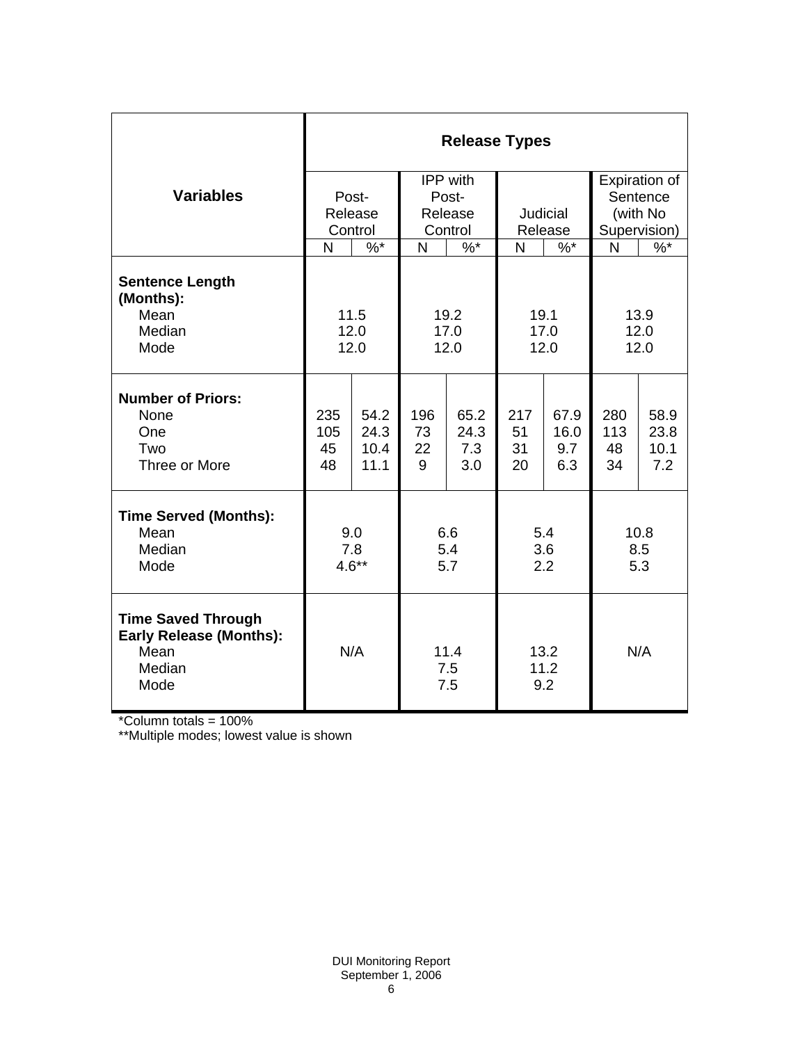| Variables | Release Types | | | | | | | |
|---|---|---|---|---|---|---|---|---|
| | Post-Release Control | | IPP with Post-Release Control | | Judicial Release | | Expiration of Sentence (with No Supervision) | |
| | N | %* | N | %* | N | %* | N | %* |
| **Sentence Length (Months):** | | | | | | | | |
| Mean | 11.5 | | 19.2 | | 19.1 | | 13.9 | |
| Median | 12.0 | | 17.0 | | 17.0 | | 12.0 | |
| Mode | 12.0 | | 12.0 | | 12.0 | | 12.0 | |
| **Number of Priors:** | | | | | | | | |
| None | 235 | 54.2 | 196 | 65.2 | 217 | 67.9 | 280 | 58.9 |
| One | 105 | 24.3 | 73 | 24.3 | 51 | 16.0 | 113 | 23.8 |
| Two | 45 | 10.4 | 22 | 7.3 | 31 | 9.7 | 48 | 10.1 |
| Three or More | 48 | 11.1 | 9 | 3.0 | 20 | 6.3 | 34 | 7.2 |
| **Time Served (Months):** | | | | | | | | |
| Mean | 9.0 | | 6.6 | | 5.4 | | 10.8 | |
| Median | 7.8 | | 5.4 | | 3.6 | | 8.5 | |
| Mode | 4.6** | | 5.7 | | 2.2 | | 5.3 | |
| **Time Saved Through Early Release (Months):** | | | | | | | | |
| Mean | N/A | | 11.4 | | 13.2 | | N/A | |
| Median | | | 7.5 | | 11.2 | | | |
| Mode | | | 7.5 | | 9.2 | | | |

*Column totals = 100%

**Multiple modes; lowest value is shown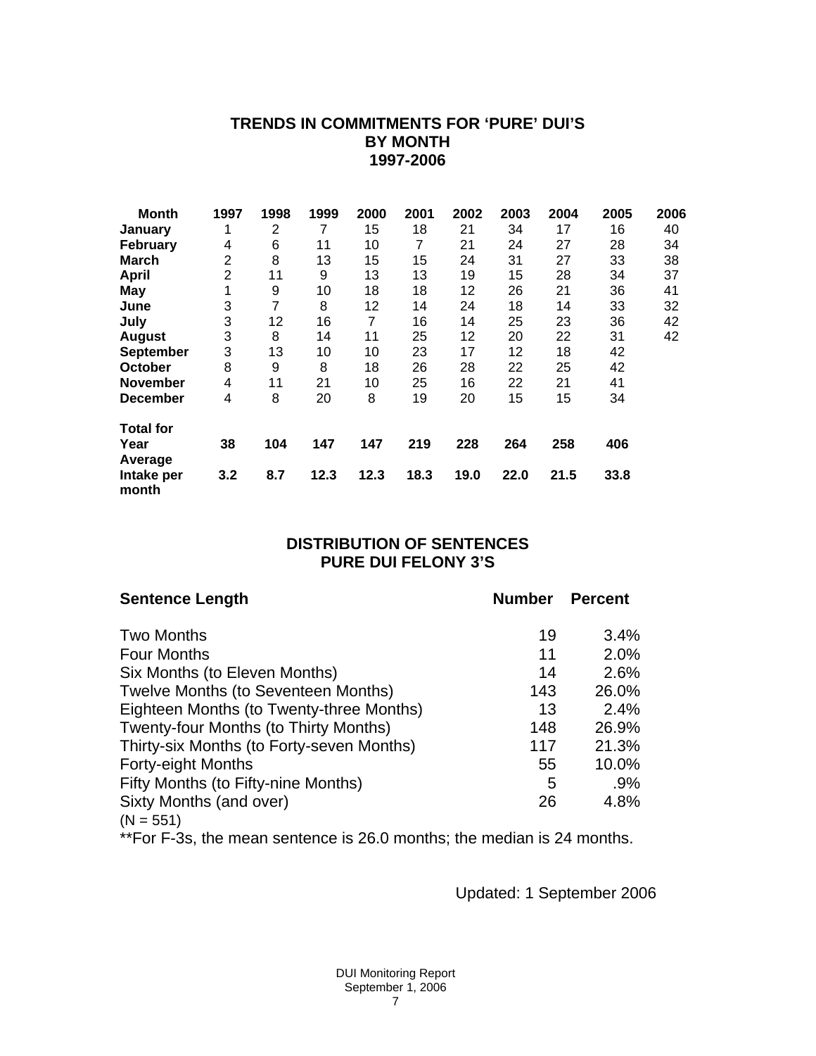## TRENDS IN COMMITMENTS FOR 'PURE' DUI'S
## BY MONTH
## 1997-2006

| Month | 1997 | 1998 | 1999 | 2000 | 2001 | 2002 | 2003 | 2004 | 2005 | 2006 |
|---|---|---|---|---|---|---|---|---|---|---|
| **January** | 1 | 2 | 7 | 15 | 18 | 21 | 34 | 17 | 16 | 40 |
| **February** | 4 | 6 | 11 | 10 | 7 | 21 | 24 | 27 | 28 | 34 |
| **March** | 2 | 8 | 13 | 15 | 15 | 24 | 31 | 27 | 33 | 38 |
| **April** | 2 | 11 | 9 | 13 | 13 | 19 | 15 | 28 | 34 | 37 |
| **May** | 1 | 9 | 10 | 18 | 18 | 12 | 26 | 21 | 36 | 41 |
| **June** | 3 | 7 | 8 | 12 | 14 | 24 | 18 | 14 | 33 | 32 |
| **July** | 3 | 12 | 16 | 7 | 16 | 14 | 25 | 23 | 36 | 42 |
| **August** | 3 | 8 | 14 | 11 | 25 | 12 | 20 | 22 | 31 | 42 |
| **September** | 3 | 13 | 10 | 10 | 23 | 17 | 12 | 18 | 42 | |
| **October** | 8 | 9 | 8 | 18 | 26 | 28 | 22 | 25 | 42 | |
| **November** | 4 | 11 | 21 | 10 | 25 | 16 | 22 | 21 | 41 | |
| **December** | 4 | 8 | 20 | 8 | 19 | 20 | 15 | 15 | 34 | |
| **Total for Year** | **38** | **104** | **147** | **147** | **219** | **228** | **264** | **258** | **406** | |
| **Average Intake per month** | **3.2** | **8.7** | **12.3** | **12.3** | **18.3** | **19.0** | **22.0** | **21.5** | **33.8** | |

## DISTRIBUTION OF SENTENCES
## PURE DUI FELONY 3'S

| Sentence Length | Number | Percent |
|---|---|---|
| Two Months | 19 | 3.4% |
| Four Months | 11 | 2.0% |
| Six Months (to Eleven Months) | 14 | 2.6% |
| Twelve Months (to Seventeen Months) | 143 | 26.0% |
| Eighteen Months (to Twenty-three Months) | 13 | 2.4% |
| Twenty-four Months (to Thirty Months) | 148 | 26.9% |
| Thirty-six Months (to Forty-seven Months) | 117 | 21.3% |
| Forty-eight Months | 55 | 10.0% |
| Fifty Months (to Fifty-nine Months) | 5 | .9% |
| Sixty Months (and over) | 26 | 4.8% |

(N = 551)

**For F-3s, the mean sentence is 26.0 months; the median is 24 months.

Updated: 1 September 2006